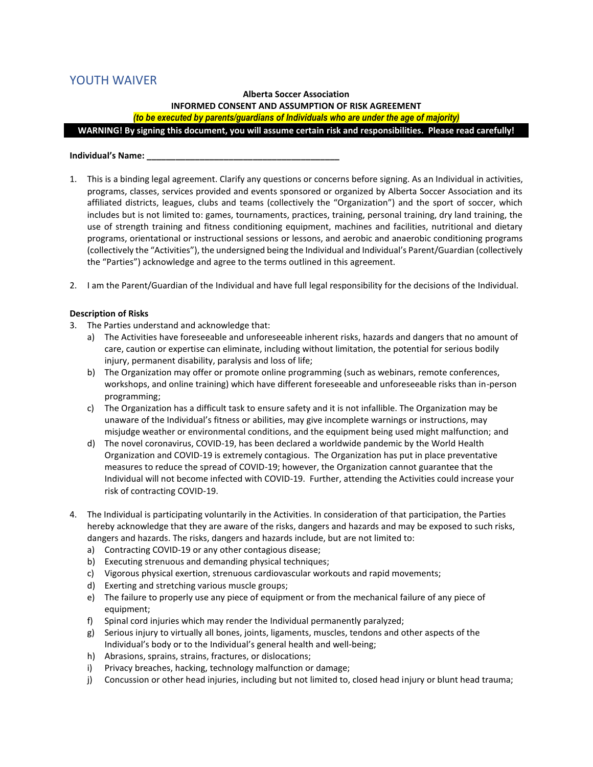# YOUTH WAIVER

**Alberta Soccer Association**
**INFORMED CONSENT AND ASSUMPTION OF RISK AGREEMENT**
***(to be executed by parents/guardians of Individuals who are under the age of majority)***

**WARNING! By signing this document, you will assume certain risk and responsibilities. Please read carefully!**

**Individual's Name: \_\_\_\_\_\_\_\_\_\_\_\_\_\_\_\_\_\_\_\_\_\_\_\_\_\_\_\_\_\_\_\_\_\_\_\_\_\_\_\_**

1. This is a binding legal agreement. Clarify any questions or concerns before signing. As an Individual in activities, programs, classes, services provided and events sponsored or organized by Alberta Soccer Association and its affiliated districts, leagues, clubs and teams (collectively the "Organization") and the sport of soccer, which includes but is not limited to: games, tournaments, practices, training, personal training, dry land training, the use of strength training and fitness conditioning equipment, machines and facilities, nutritional and dietary programs, orientational or instructional sessions or lessons, and aerobic and anaerobic conditioning programs (collectively the "Activities"), the undersigned being the Individual and Individual's Parent/Guardian (collectively the "Parties") acknowledge and agree to the terms outlined in this agreement.

2. I am the Parent/Guardian of the Individual and have full legal responsibility for the decisions of the Individual.

**Description of Risks**

3. The Parties understand and acknowledge that:
   a) The Activities have foreseeable and unforeseeable inherent risks, hazards and dangers that no amount of care, caution or expertise can eliminate, including without limitation, the potential for serious bodily injury, permanent disability, paralysis and loss of life;
   b) The Organization may offer or promote online programming (such as webinars, remote conferences, workshops, and online training) which have different foreseeable and unforeseeable risks than in-person programming;
   c) The Organization has a difficult task to ensure safety and it is not infallible. The Organization may be unaware of the Individual's fitness or abilities, may give incomplete warnings or instructions, may misjudge weather or environmental conditions, and the equipment being used might malfunction; and
   d) The novel coronavirus, COVID-19, has been declared a worldwide pandemic by the World Health Organization and COVID-19 is extremely contagious. The Organization has put in place preventative measures to reduce the spread of COVID-19; however, the Organization cannot guarantee that the Individual will not become infected with COVID-19. Further, attending the Activities could increase your risk of contracting COVID-19.

4. The Individual is participating voluntarily in the Activities. In consideration of that participation, the Parties hereby acknowledge that they are aware of the risks, dangers and hazards and may be exposed to such risks, dangers and hazards. The risks, dangers and hazards include, but are not limited to:
   a) Contracting COVID-19 or any other contagious disease;
   b) Executing strenuous and demanding physical techniques;
   c) Vigorous physical exertion, strenuous cardiovascular workouts and rapid movements;
   d) Exerting and stretching various muscle groups;
   e) The failure to properly use any piece of equipment or from the mechanical failure of any piece of equipment;
   f) Spinal cord injuries which may render the Individual permanently paralyzed;
   g) Serious injury to virtually all bones, joints, ligaments, muscles, tendons and other aspects of the Individual's body or to the Individual's general health and well-being;
   h) Abrasions, sprains, strains, fractures, or dislocations;
   i) Privacy breaches, hacking, technology malfunction or damage;
   j) Concussion or other head injuries, including but not limited to, closed head injury or blunt head trauma;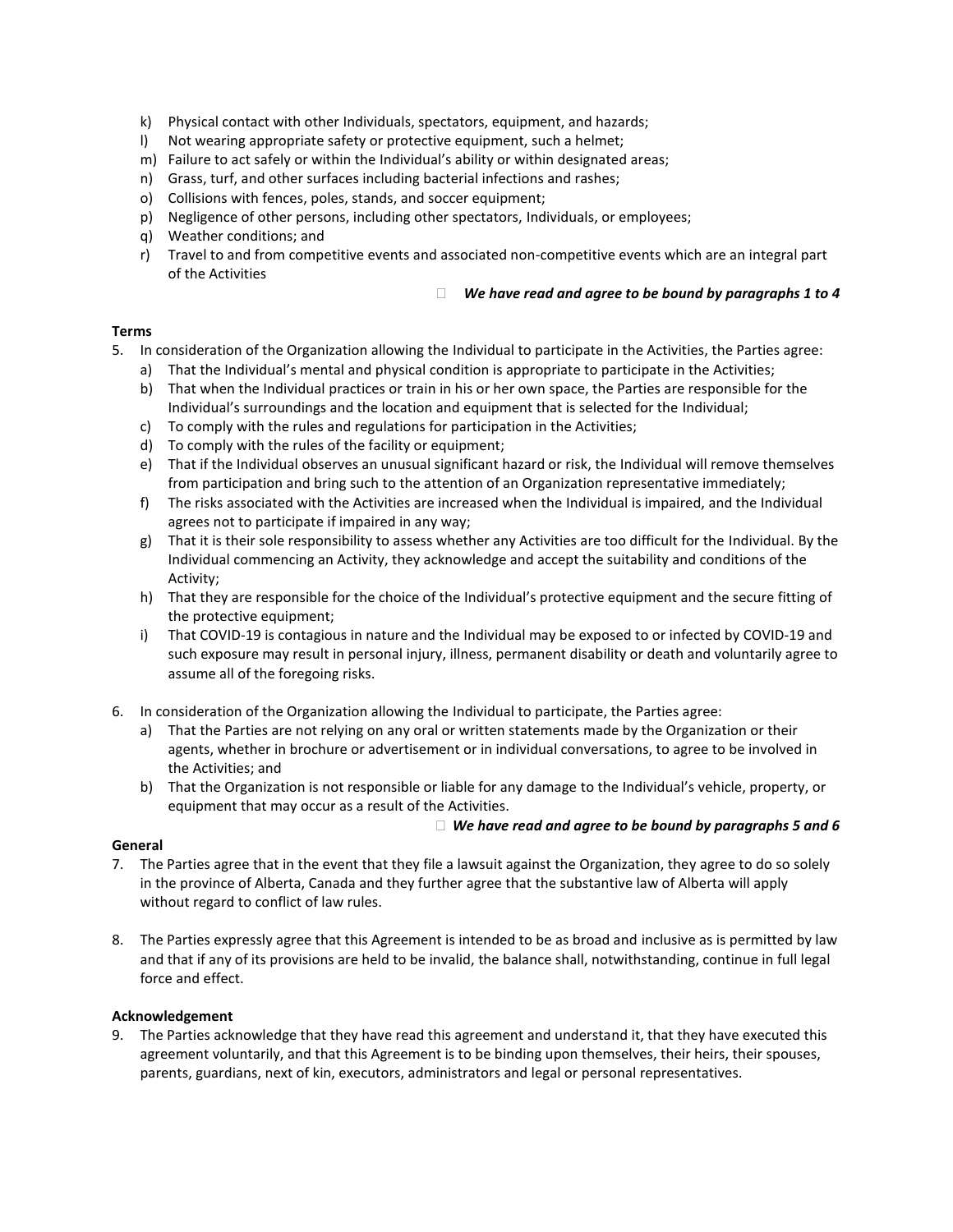k) Physical contact with other Individuals, spectators, equipment, and hazards;
l) Not wearing appropriate safety or protective equipment, such a helmet;
m) Failure to act safely or within the Individual's ability or within designated areas;
n) Grass, turf, and other surfaces including bacterial infections and rashes;
o) Collisions with fences, poles, stands, and soccer equipment;
p) Negligence of other persons, including other spectators, Individuals, or employees;
q) Weather conditions; and
r) Travel to and from competitive events and associated non-competitive events which are an integral part of the Activities

☐ ***We have read and agree to be bound by paragraphs 1 to 4***

**Terms**

5. In consideration of the Organization allowing the Individual to participate in the Activities, the Parties agree:
   a) That the Individual's mental and physical condition is appropriate to participate in the Activities;
   b) That when the Individual practices or train in his or her own space, the Parties are responsible for the Individual's surroundings and the location and equipment that is selected for the Individual;
   c) To comply with the rules and regulations for participation in the Activities;
   d) To comply with the rules of the facility or equipment;
   e) That if the Individual observes an unusual significant hazard or risk, the Individual will remove themselves from participation and bring such to the attention of an Organization representative immediately;
   f) The risks associated with the Activities are increased when the Individual is impaired, and the Individual agrees not to participate if impaired in any way;
   g) That it is their sole responsibility to assess whether any Activities are too difficult for the Individual. By the Individual commencing an Activity, they acknowledge and accept the suitability and conditions of the Activity;
   h) That they are responsible for the choice of the Individual's protective equipment and the secure fitting of the protective equipment;
   i) That COVID-19 is contagious in nature and the Individual may be exposed to or infected by COVID-19 and such exposure may result in personal injury, illness, permanent disability or death and voluntarily agree to assume all of the foregoing risks.

6. In consideration of the Organization allowing the Individual to participate, the Parties agree:
   a) That the Parties are not relying on any oral or written statements made by the Organization or their agents, whether in brochure or advertisement or in individual conversations, to agree to be involved in the Activities; and
   b) That the Organization is not responsible or liable for any damage to the Individual's vehicle, property, or equipment that may occur as a result of the Activities.

☐ ***We have read and agree to be bound by paragraphs 5 and 6***

**General**

7. The Parties agree that in the event that they file a lawsuit against the Organization, they agree to do so solely in the province of Alberta, Canada and they further agree that the substantive law of Alberta will apply without regard to conflict of law rules.

8. The Parties expressly agree that this Agreement is intended to be as broad and inclusive as is permitted by law and that if any of its provisions are held to be invalid, the balance shall, notwithstanding, continue in full legal force and effect.

**Acknowledgement**

9. The Parties acknowledge that they have read this agreement and understand it, that they have executed this agreement voluntarily, and that this Agreement is to be binding upon themselves, their heirs, their spouses, parents, guardians, next of kin, executors, administrators and legal or personal representatives.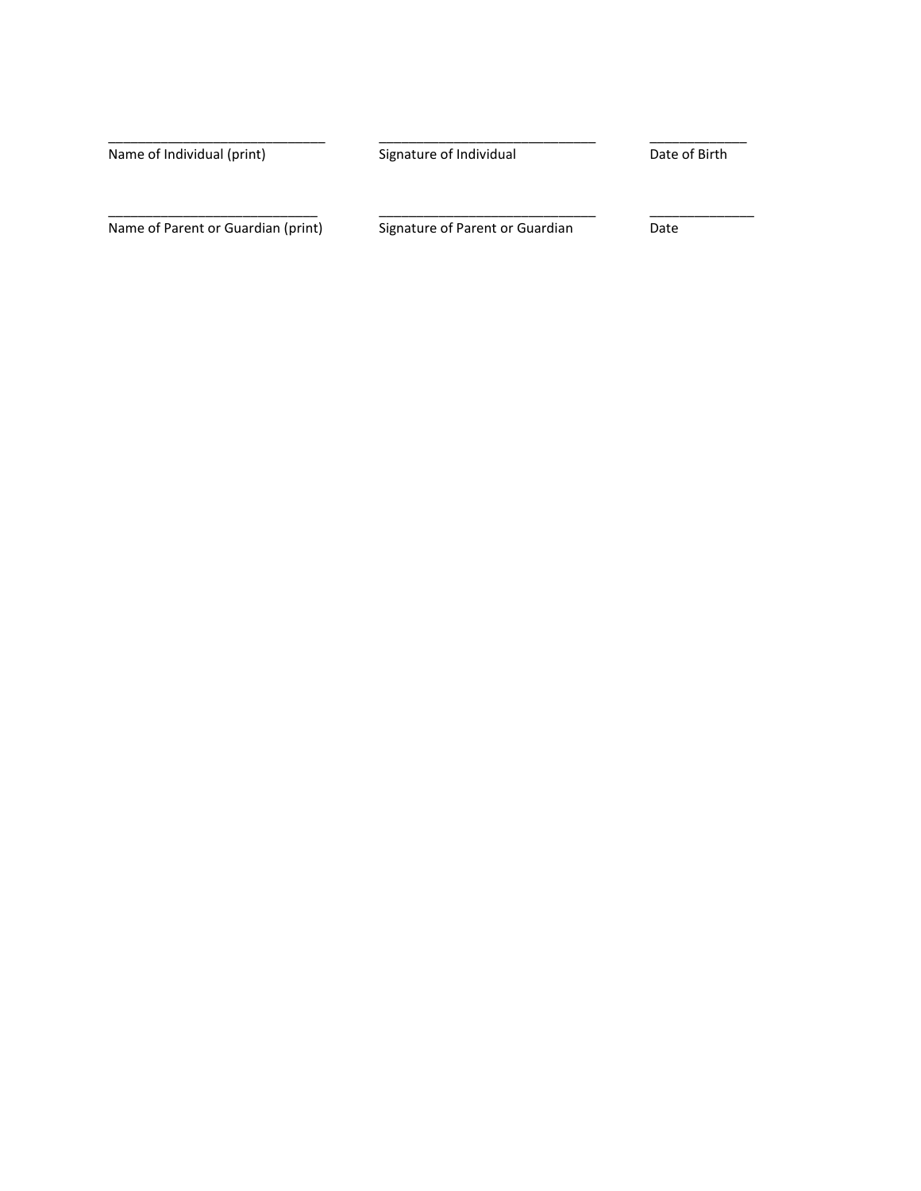\_\_\_\_\_\_\_\_\_\_\_\_\_\_\_\_\_\_\_\_\_\_\_\_\_\_\_\_\_\_ \_\_\_\_\_\_\_\_\_\_\_\_\_\_\_\_\_\_\_\_\_\_\_\_\_\_\_\_\_\_ \_\_\_\_\_\_\_\_\_\_\_\_\_\_

Name of Individual (print) Signature of Individual Date of Birth

\_\_\_\_\_\_\_\_\_\_\_\_\_\_\_\_\_\_\_\_\_\_\_\_\_\_\_\_\_ \_\_\_\_\_\_\_\_\_\_\_\_\_\_\_\_\_\_\_\_\_\_\_\_\_\_\_\_\_\_ \_\_\_\_\_\_\_\_\_\_\_\_\_\_\_

Name of Parent or Guardian (print) Signature of Parent or Guardian Date